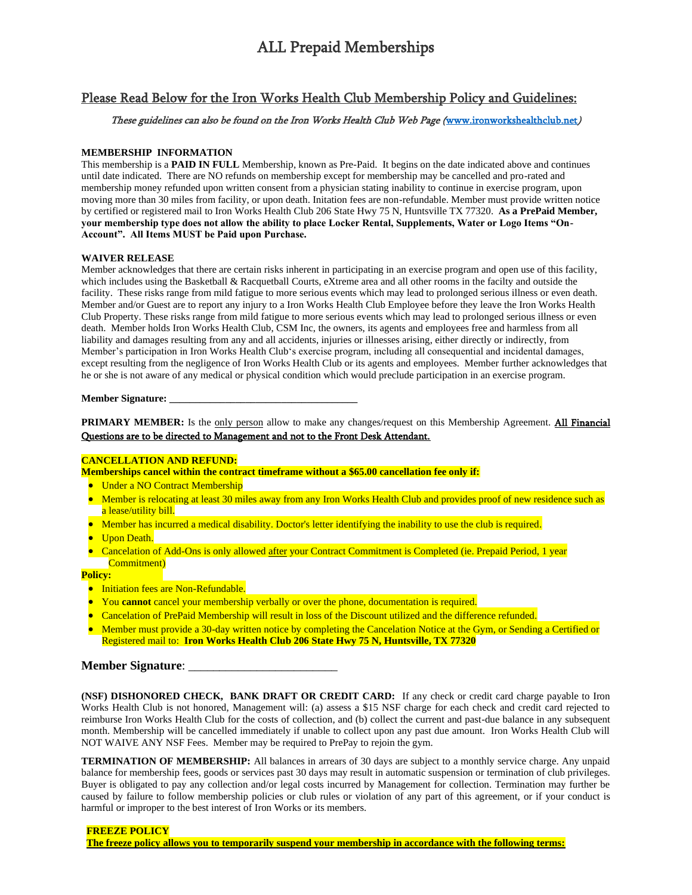# ALL Prepaid Memberships

## Please Read Below for the Iron Works Health Club Membership Policy and Guidelines:

*These guidelines can also be found on the Iron Works Health Club Web Page (www.ironworkshealthclub.net)*

**MEMBERSHIP INFORMATION**

This membership is a **PAID IN FULL** Membership, known as Pre-Paid. It begins on the date indicated above and continues until date indicated. There are NO refunds on membership except for membership may be cancelled and pro-rated and membership money refunded upon written consent from a physician stating inability to continue in exercise program, upon moving more than 30 miles from facility, or upon death. Initation fees are non-refundable. Member must provide written notice by certified or registered mail to Iron Works Health Club 206 State Hwy 75 N, Huntsville TX 77320. **As a PrePaid Member, your membership type does not allow the ability to place Locker Rental, Supplements, Water or Logo Items "On-Account". All Items MUST be Paid upon Purchase.**

**WAIVER RELEASE**

Member acknowledges that there are certain risks inherent in participating in an exercise program and open use of this facility, which includes using the Basketball & Racquetball Courts, eXtreme area and all other rooms in the facilty and outside the facility. These risks range from mild fatigue to more serious events which may lead to prolonged serious illness or even death. Member and/or Guest are to report any injury to a Iron Works Health Club Employee before they leave the Iron Works Health Club Property. These risks range from mild fatigue to more serious events which may lead to prolonged serious illness or even death. Member holds Iron Works Health Club, CSM Inc, the owners, its agents and employees free and harmless from all liability and damages resulting from any and all accidents, injuries or illnesses arising, either directly or indirectly, from Member's participation in Iron Works Health Club's exercise program, including all consequential and incidental damages, except resulting from the negligence of Iron Works Health Club or its agents and employees. Member further acknowledges that he or she is not aware of any medical or physical condition which would preclude participation in an exercise program.

**Member Signature: ____________________________________**

**PRIMARY MEMBER:** Is the only person allow to make any changes/request on this Membership Agreement. All Financial Questions are to be directed to Management and not to the Front Desk Attendant.

**CANCELLATION AND REFUND:**

**Memberships cancel within the contract timeframe without a $65.00 cancellation fee only if:**

- Under a NO Contract Membership
- Member is relocating at least 30 miles away from any Iron Works Health Club and provides proof of new residence such as a lease/utility bill.
- Member has incurred a medical disability. Doctor's letter identifying the inability to use the club is required.
- Upon Death.
- Cancelation of Add-Ons is only allowed after your Contract Commitment is Completed (ie. Prepaid Period, 1 year Commitment)

**Policy:**

- Initiation fees are Non-Refundable.
- You **cannot** cancel your membership verbally or over the phone, documentation is required.
- Cancelation of PrePaid Membership will result in loss of the Discount utilized and the difference refunded.
- Member must provide a 30-day written notice by completing the Cancelation Notice at the Gym, or Sending a Certified or Registered mail to: **Iron Works Health Club 206 State Hwy 75 N, Huntsville, TX 77320**

**Member Signature**: _________________________

**(NSF) DISHONORED CHECK, BANK DRAFT OR CREDIT CARD:** If any check or credit card charge payable to Iron Works Health Club is not honored, Management will: (a) assess a $15 NSF charge for each check and credit card rejected to reimburse Iron Works Health Club for the costs of collection, and (b) collect the current and past-due balance in any subsequent month. Membership will be cancelled immediately if unable to collect upon any past due amount. Iron Works Health Club will NOT WAIVE ANY NSF Fees. Member may be required to PrePay to rejoin the gym.

**TERMINATION OF MEMBERSHIP:** All balances in arrears of 30 days are subject to a monthly service charge. Any unpaid balance for membership fees, goods or services past 30 days may result in automatic suspension or termination of club privileges. Buyer is obligated to pay any collection and/or legal costs incurred by Management for collection. Termination may further be caused by failure to follow membership policies or club rules or violation of any part of this agreement, or if your conduct is harmful or improper to the best interest of Iron Works or its members.

**FREEZE POLICY**

**The freeze policy allows you to temporarily suspend your membership in accordance with the following terms:**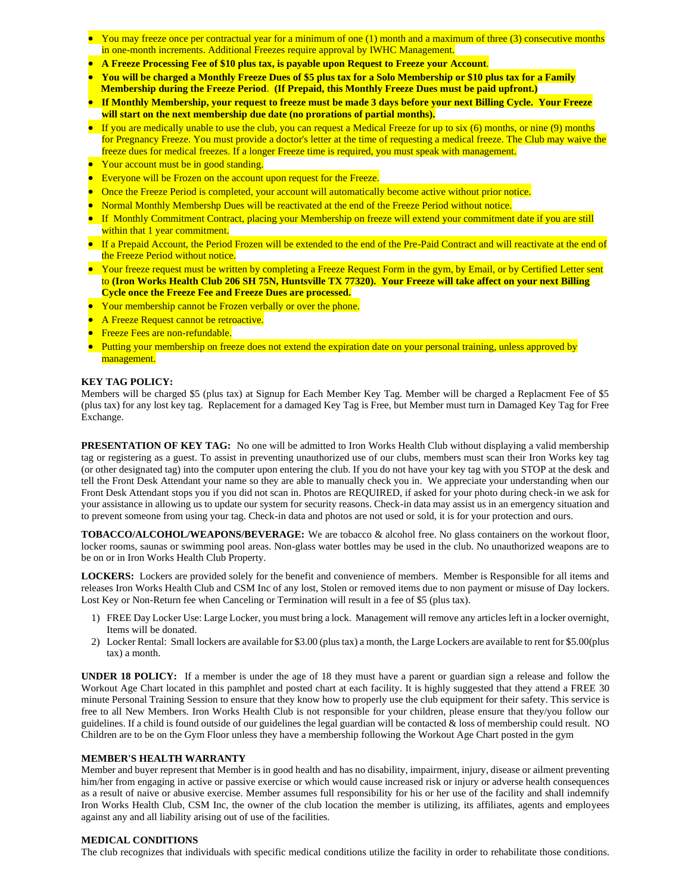- You may freeze once per contractual year for a minimum of one (1) month and a maximum of three (3) consecutive months in one-month increments. Additional Freezes require approval by IWHC Management.
- **A Freeze Processing Fee of $10 plus tax, is payable upon Request to Freeze your Account**.
- **You will be charged a Monthly Freeze Dues of $5 plus tax for a Solo Membership or $10 plus tax for a Family Membership during the Freeze Period**. **(If Prepaid, this Monthly Freeze Dues must be paid upfront.)**
- **If Monthly Membership, your request to freeze must be made 3 days before your next Billing Cycle. Your Freeze will start on the next membership due date (no prorations of partial months).**
- If you are medically unable to use the club, you can request a Medical Freeze for up to six (6) months, or nine (9) months for Pregnancy Freeze. You must provide a doctor's letter at the time of requesting a medical freeze. The Club may waive the freeze dues for medical freezes. If a longer Freeze time is required, you must speak with management.
- Your account must be in good standing.
- Everyone will be Frozen on the account upon request for the Freeze.
- Once the Freeze Period is completed, your account will automatically become active without prior notice.
- Normal Monthly Membershp Dues will be reactivated at the end of the Freeze Period without notice.
- If Monthly Commitment Contract, placing your Membership on freeze will extend your commitment date if you are still within that 1 year commitment.
- If a Prepaid Account, the Period Frozen will be extended to the end of the Pre-Paid Contract and will reactivate at the end of the Freeze Period without notice.
- Your freeze request must be written by completing a Freeze Request Form in the gym, by Email, or by Certified Letter sent to **(Iron Works Health Club 206 SH 75N, Huntsville TX 77320). Your Freeze will take affect on your next Billing Cycle once the Freeze Fee and Freeze Dues are processed.**
- Your membership cannot be Frozen verbally or over the phone.
- A Freeze Request cannot be retroactive.
- Freeze Fees are non-refundable.
- Putting your membership on freeze does not extend the expiration date on your personal training, unless approved by management.

**KEY TAG POLICY:**
Members will be charged $5 (plus tax) at Signup for Each Member Key Tag. Member will be charged a Replacment Fee of $5 (plus tax) for any lost key tag. Replacement for a damaged Key Tag is Free, but Member must turn in Damaged Key Tag for Free Exchange.

**PRESENTATION OF KEY TAG:** No one will be admitted to Iron Works Health Club without displaying a valid membership tag or registering as a guest. To assist in preventing unauthorized use of our clubs, members must scan their Iron Works key tag (or other designated tag) into the computer upon entering the club. If you do not have your key tag with you STOP at the desk and tell the Front Desk Attendant your name so they are able to manually check you in. We appreciate your understanding when our Front Desk Attendant stops you if you did not scan in. Photos are REQUIRED, if asked for your photo during check-in we ask for your assistance in allowing us to update our system for security reasons. Check-in data may assist us in an emergency situation and to prevent someone from using your tag. Check-in data and photos are not used or sold, it is for your protection and ours.

**TOBACCO/ALCOHOL/WEAPONS/BEVERAGE:** We are tobacco & alcohol free. No glass containers on the workout floor, locker rooms, saunas or swimming pool areas. Non-glass water bottles may be used in the club. No unauthorized weapons are to be on or in Iron Works Health Club Property.

**LOCKERS:** Lockers are provided solely for the benefit and convenience of members. Member is Responsible for all items and releases Iron Works Health Club and CSM Inc of any lost, Stolen or removed items due to non payment or misuse of Day lockers. Lost Key or Non-Return fee when Canceling or Termination will result in a fee of $5 (plus tax).

1) FREE Day Locker Use: Large Locker, you must bring a lock. Management will remove any articles left in a locker overnight, Items will be donated.
2) Locker Rental: Small lockers are available for $3.00 (plus tax) a month, the Large Lockers are available to rent for $5.00(plus tax) a month.

**UNDER 18 POLICY:** If a member is under the age of 18 they must have a parent or guardian sign a release and follow the Workout Age Chart located in this pamphlet and posted chart at each facility. It is highly suggested that they attend a FREE 30 minute Personal Training Session to ensure that they know how to properly use the club equipment for their safety. This service is free to all New Members. Iron Works Health Club is not responsible for your children, please ensure that they/you follow our guidelines. If a child is found outside of our guidelines the legal guardian will be contacted & loss of membership could result. NO Children are to be on the Gym Floor unless they have a membership following the Workout Age Chart posted in the gym

**MEMBER'S HEALTH WARRANTY**
Member and buyer represent that Member is in good health and has no disability, impairment, injury, disease or ailment preventing him/her from engaging in active or passive exercise or which would cause increased risk or injury or adverse health consequences as a result of naive or abusive exercise. Member assumes full responsibility for his or her use of the facility and shall indemnify Iron Works Health Club, CSM Inc, the owner of the club location the member is utilizing, its affiliates, agents and employees against any and all liability arising out of use of the facilities.

**MEDICAL CONDITIONS**
The club recognizes that individuals with specific medical conditions utilize the facility in order to rehabilitate those conditions.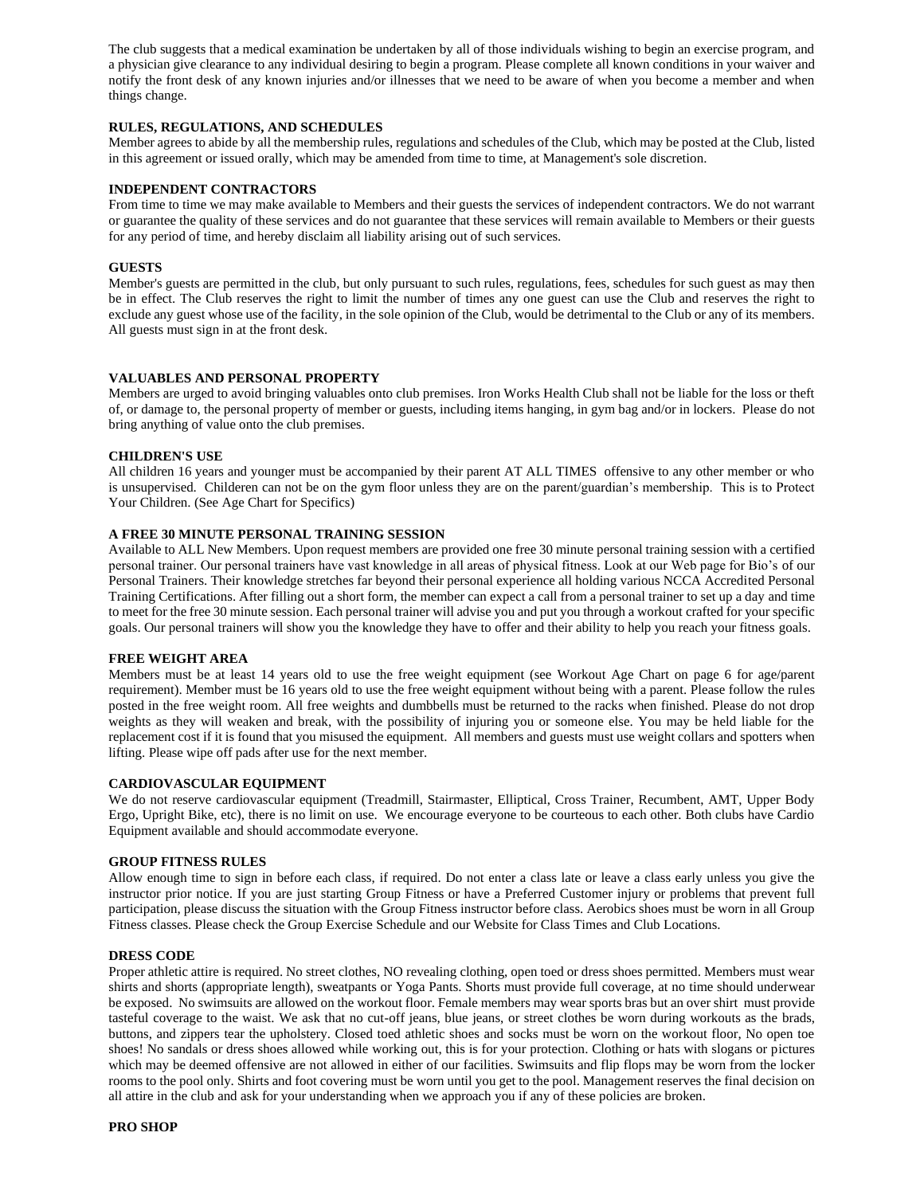The club suggests that a medical examination be undertaken by all of those individuals wishing to begin an exercise program, and a physician give clearance to any individual desiring to begin a program. Please complete all known conditions in your waiver and notify the front desk of any known injuries and/or illnesses that we need to be aware of when you become a member and when things change.

**RULES, REGULATIONS, AND SCHEDULES**

Member agrees to abide by all the membership rules, regulations and schedules of the Club, which may be posted at the Club, listed in this agreement or issued orally, which may be amended from time to time, at Management's sole discretion.

**INDEPENDENT CONTRACTORS**

From time to time we may make available to Members and their guests the services of independent contractors. We do not warrant or guarantee the quality of these services and do not guarantee that these services will remain available to Members or their guests for any period of time, and hereby disclaim all liability arising out of such services.

**GUESTS**

Member's guests are permitted in the club, but only pursuant to such rules, regulations, fees, schedules for such guest as may then be in effect. The Club reserves the right to limit the number of times any one guest can use the Club and reserves the right to exclude any guest whose use of the facility, in the sole opinion of the Club, would be detrimental to the Club or any of its members. All guests must sign in at the front desk.

**VALUABLES AND PERSONAL PROPERTY**

Members are urged to avoid bringing valuables onto club premises. Iron Works Health Club shall not be liable for the loss or theft of, or damage to, the personal property of member or guests, including items hanging, in gym bag and/or in lockers. Please do not bring anything of value onto the club premises.

**CHILDREN'S USE**

All children 16 years and younger must be accompanied by their parent AT ALL TIMES offensive to any other member or who is unsupervised. Childeren can not be on the gym floor unless they are on the parent/guardian's membership. This is to Protect Your Children. (See Age Chart for Specifics)

**A FREE 30 MINUTE PERSONAL TRAINING SESSION**

Available to ALL New Members. Upon request members are provided one free 30 minute personal training session with a certified personal trainer. Our personal trainers have vast knowledge in all areas of physical fitness. Look at our Web page for Bio's of our Personal Trainers. Their knowledge stretches far beyond their personal experience all holding various NCCA Accredited Personal Training Certifications. After filling out a short form, the member can expect a call from a personal trainer to set up a day and time to meet for the free 30 minute session. Each personal trainer will advise you and put you through a workout crafted for your specific goals. Our personal trainers will show you the knowledge they have to offer and their ability to help you reach your fitness goals.

**FREE WEIGHT AREA**

Members must be at least 14 years old to use the free weight equipment (see Workout Age Chart on page 6 for age/parent requirement). Member must be 16 years old to use the free weight equipment without being with a parent. Please follow the rules posted in the free weight room. All free weights and dumbbells must be returned to the racks when finished. Please do not drop weights as they will weaken and break, with the possibility of injuring you or someone else. You may be held liable for the replacement cost if it is found that you misused the equipment. All members and guests must use weight collars and spotters when lifting. Please wipe off pads after use for the next member.

**CARDIOVASCULAR EQUIPMENT**

We do not reserve cardiovascular equipment (Treadmill, Stairmaster, Elliptical, Cross Trainer, Recumbent, AMT, Upper Body Ergo, Upright Bike, etc), there is no limit on use. We encourage everyone to be courteous to each other. Both clubs have Cardio Equipment available and should accommodate everyone.

**GROUP FITNESS RULES**

Allow enough time to sign in before each class, if required. Do not enter a class late or leave a class early unless you give the instructor prior notice. If you are just starting Group Fitness or have a Preferred Customer injury or problems that prevent full participation, please discuss the situation with the Group Fitness instructor before class. Aerobics shoes must be worn in all Group Fitness classes. Please check the Group Exercise Schedule and our Website for Class Times and Club Locations.

**DRESS CODE**

Proper athletic attire is required. No street clothes, NO revealing clothing, open toed or dress shoes permitted. Members must wear shirts and shorts (appropriate length), sweatpants or Yoga Pants. Shorts must provide full coverage, at no time should underwear be exposed. No swimsuits are allowed on the workout floor. Female members may wear sports bras but an over shirt must provide tasteful coverage to the waist. We ask that no cut-off jeans, blue jeans, or street clothes be worn during workouts as the brads, buttons, and zippers tear the upholstery. Closed toed athletic shoes and socks must be worn on the workout floor, No open toe shoes! No sandals or dress shoes allowed while working out, this is for your protection. Clothing or hats with slogans or pictures which may be deemed offensive are not allowed in either of our facilities. Swimsuits and flip flops may be worn from the locker rooms to the pool only. Shirts and foot covering must be worn until you get to the pool. Management reserves the final decision on all attire in the club and ask for your understanding when we approach you if any of these policies are broken.

**PRO SHOP**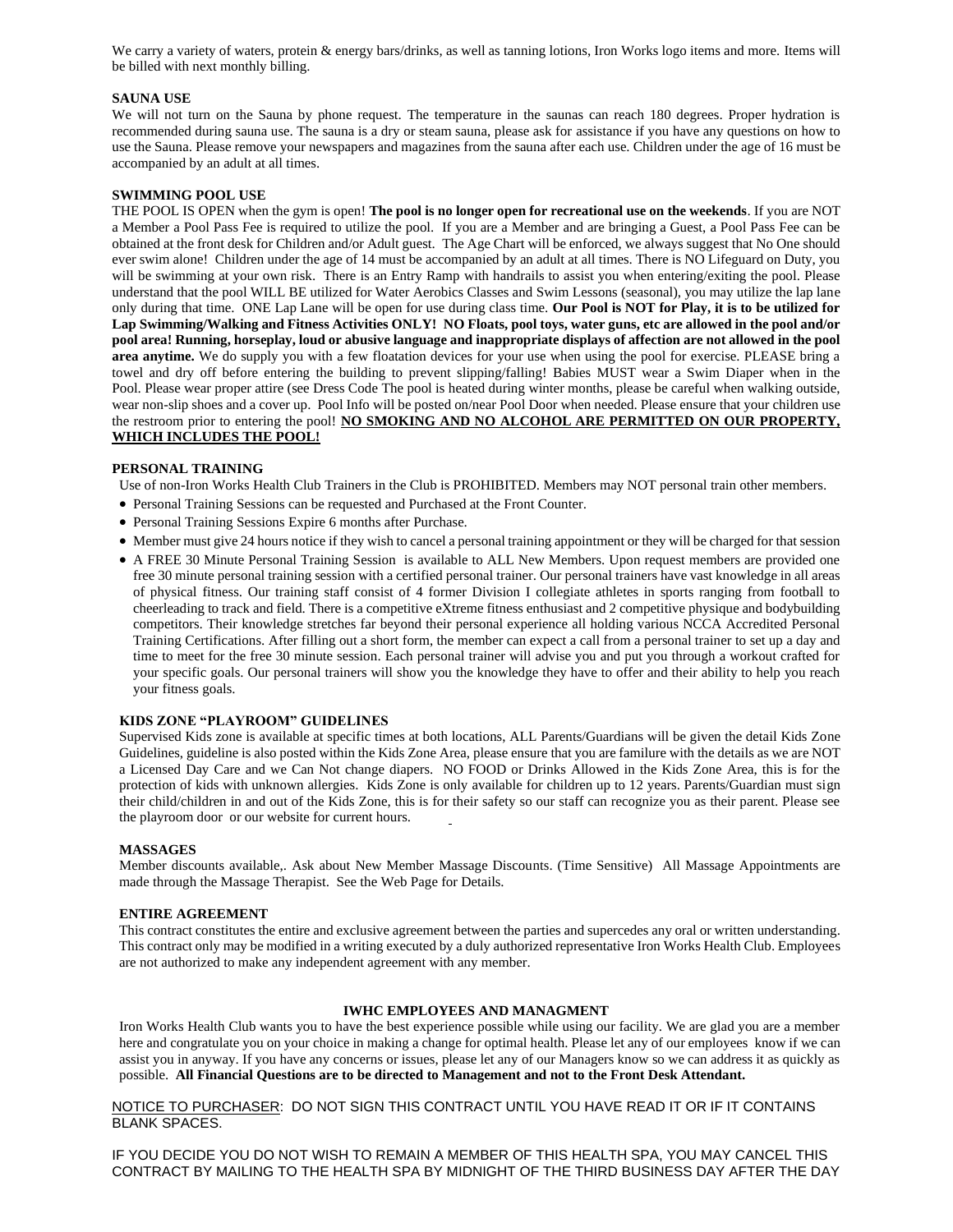We carry a variety of waters, protein & energy bars/drinks, as well as tanning lotions, Iron Works logo items and more. Items will be billed with next monthly billing.

**SAUNA USE**

We will not turn on the Sauna by phone request. The temperature in the saunas can reach 180 degrees. Proper hydration is recommended during sauna use. The sauna is a dry or steam sauna, please ask for assistance if you have any questions on how to use the Sauna. Please remove your newspapers and magazines from the sauna after each use. Children under the age of 16 must be accompanied by an adult at all times.

**SWIMMING POOL USE**

THE POOL IS OPEN when the gym is open! **The pool is no longer open for recreational use on the weekends**. If you are NOT a Member a Pool Pass Fee is required to utilize the pool. If you are a Member and are bringing a Guest, a Pool Pass Fee can be obtained at the front desk for Children and/or Adult guest. The Age Chart will be enforced, we always suggest that No One should ever swim alone! Children under the age of 14 must be accompanied by an adult at all times. There is NO Lifeguard on Duty, you will be swimming at your own risk. There is an Entry Ramp with handrails to assist you when entering/exiting the pool. Please understand that the pool WILL BE utilized for Water Aerobics Classes and Swim Lessons (seasonal), you may utilize the lap lane only during that time. ONE Lap Lane will be open for use during class time. **Our Pool is NOT for Play, it is to be utilized for Lap Swimming/Walking and Fitness Activities ONLY! NO Floats, pool toys, water guns, etc are allowed in the pool and/or pool area! Running, horseplay, loud or abusive language and inappropriate displays of affection are not allowed in the pool area anytime.** We do supply you with a few floatation devices for your use when using the pool for exercise. PLEASE bring a towel and dry off before entering the building to prevent slipping/falling! Babies MUST wear a Swim Diaper when in the Pool. Please wear proper attire (see Dress Code The pool is heated during winter months, please be careful when walking outside, wear non-slip shoes and a cover up. Pool Info will be posted on/near Pool Door when needed. Please ensure that your children use the restroom prior to entering the pool! **<u>NO SMOKING AND NO ALCOHOL ARE PERMITTED ON OUR PROPERTY, WHICH INCLUDES THE POOL!</u>**

**PERSONAL TRAINING**

Use of non-Iron Works Health Club Trainers in the Club is PROHIBITED. Members may NOT personal train other members.

- Personal Training Sessions can be requested and Purchased at the Front Counter.
- Personal Training Sessions Expire 6 months after Purchase.
- Member must give 24 hours notice if they wish to cancel a personal training appointment or they will be charged for that session
- A FREE 30 Minute Personal Training Session is available to ALL New Members. Upon request members are provided one free 30 minute personal training session with a certified personal trainer. Our personal trainers have vast knowledge in all areas of physical fitness. Our training staff consist of 4 former Division I collegiate athletes in sports ranging from football to cheerleading to track and field. There is a competitive eXtreme fitness enthusiast and 2 competitive physique and bodybuilding competitors. Their knowledge stretches far beyond their personal experience all holding various NCCA Accredited Personal Training Certifications. After filling out a short form, the member can expect a call from a personal trainer to set up a day and time to meet for the free 30 minute session. Each personal trainer will advise you and put you through a workout crafted for your specific goals. Our personal trainers will show you the knowledge they have to offer and their ability to help you reach your fitness goals.

**KIDS ZONE "PLAYROOM" GUIDELINES**

Supervised Kids zone is available at specific times at both locations, ALL Parents/Guardians will be given the detail Kids Zone Guidelines, guideline is also posted within the Kids Zone Area, please ensure that you are familure with the details as we are NOT a Licensed Day Care and we Can Not change diapers. NO FOOD or Drinks Allowed in the Kids Zone Area, this is for the protection of kids with unknown allergies. Kids Zone is only available for children up to 12 years. Parents/Guardian must sign their child/children in and out of the Kids Zone, this is for their safety so our staff can recognize you as their parent. Please see the playroom door or our website for current hours.

**MASSAGES**

Member discounts available,. Ask about New Member Massage Discounts. (Time Sensitive) All Massage Appointments are made through the Massage Therapist. See the Web Page for Details.

**ENTIRE AGREEMENT**

This contract constitutes the entire and exclusive agreement between the parties and supercedes any oral or written understanding. This contract only may be modified in a writing executed by a duly authorized representative Iron Works Health Club. Employees are not authorized to make any independent agreement with any member.

**IWHC EMPLOYEES AND MANAGMENT**

Iron Works Health Club wants you to have the best experience possible while using our facility. We are glad you are a member here and congratulate you on your choice in making a change for optimal health. Please let any of our employees know if we can assist you in anyway. If you have any concerns or issues, please let any of our Managers know so we can address it as quickly as possible. **All Financial Questions are to be directed to Management and not to the Front Desk Attendant.**

<u>NOTICE TO PURCHASER</u>: DO NOT SIGN THIS CONTRACT UNTIL YOU HAVE READ IT OR IF IT CONTAINS BLANK SPACES.

IF YOU DECIDE YOU DO NOT WISH TO REMAIN A MEMBER OF THIS HEALTH SPA, YOU MAY CANCEL THIS CONTRACT BY MAILING TO THE HEALTH SPA BY MIDNIGHT OF THE THIRD BUSINESS DAY AFTER THE DAY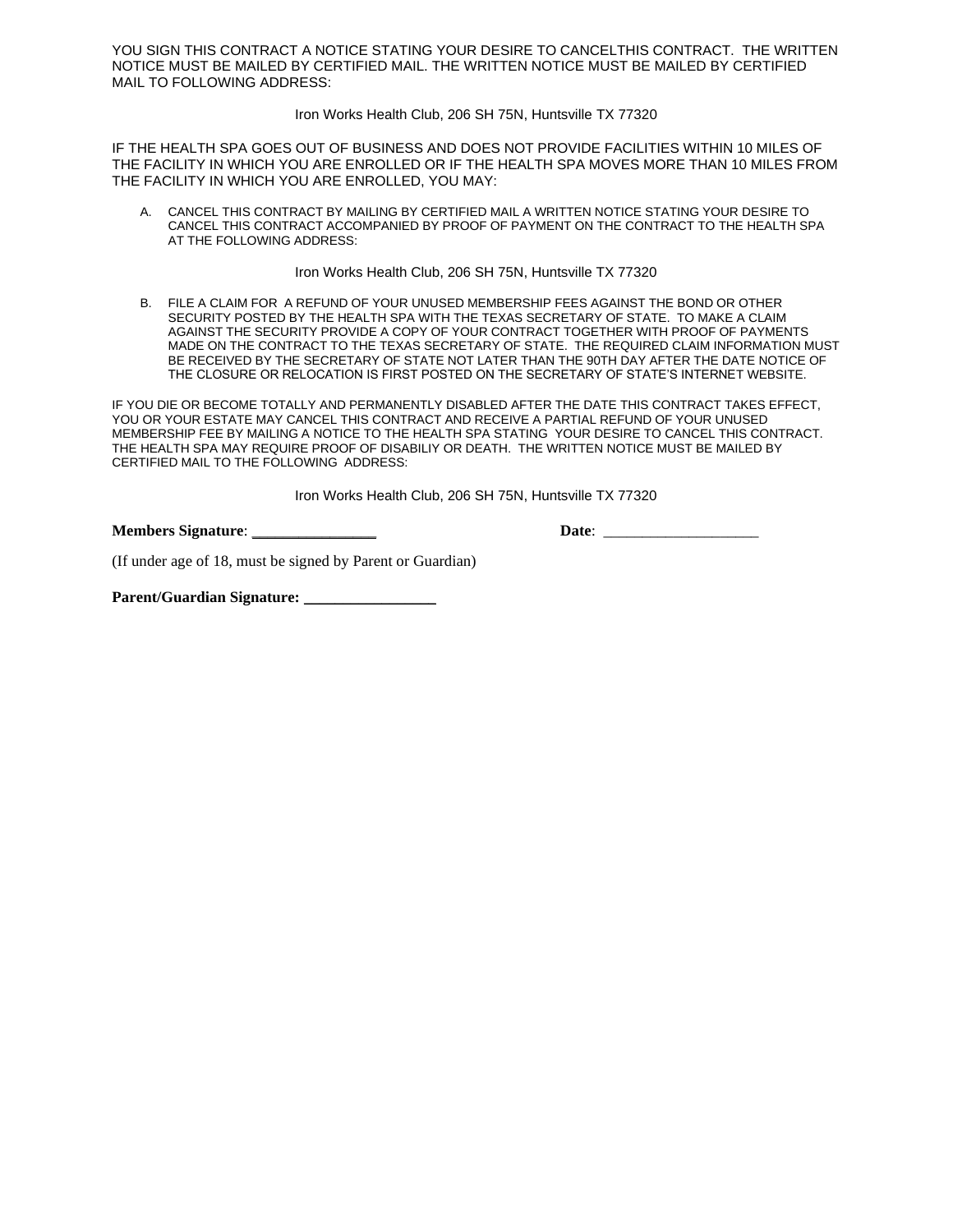YOU SIGN THIS CONTRACT A NOTICE STATING YOUR DESIRE TO CANCELTHIS CONTRACT. THE WRITTEN NOTICE MUST BE MAILED BY CERTIFIED MAIL. THE WRITTEN NOTICE MUST BE MAILED BY CERTIFIED MAIL TO FOLLOWING ADDRESS:

Iron Works Health Club, 206 SH 75N, Huntsville TX 77320

IF THE HEALTH SPA GOES OUT OF BUSINESS AND DOES NOT PROVIDE FACILITIES WITHIN 10 MILES OF THE FACILITY IN WHICH YOU ARE ENROLLED OR IF THE HEALTH SPA MOVES MORE THAN 10 MILES FROM THE FACILITY IN WHICH YOU ARE ENROLLED, YOU MAY:

A. CANCEL THIS CONTRACT BY MAILING BY CERTIFIED MAIL A WRITTEN NOTICE STATING YOUR DESIRE TO CANCEL THIS CONTRACT ACCOMPANIED BY PROOF OF PAYMENT ON THE CONTRACT TO THE HEALTH SPA AT THE FOLLOWING ADDRESS:

Iron Works Health Club, 206 SH 75N, Huntsville TX 77320

B. FILE A CLAIM FOR A REFUND OF YOUR UNUSED MEMBERSHIP FEES AGAINST THE BOND OR OTHER SECURITY POSTED BY THE HEALTH SPA WITH THE TEXAS SECRETARY OF STATE. TO MAKE A CLAIM AGAINST THE SECURITY PROVIDE A COPY OF YOUR CONTRACT TOGETHER WITH PROOF OF PAYMENTS MADE ON THE CONTRACT TO THE TEXAS SECRETARY OF STATE. THE REQUIRED CLAIM INFORMATION MUST BE RECEIVED BY THE SECRETARY OF STATE NOT LATER THAN THE 90TH DAY AFTER THE DATE NOTICE OF THE CLOSURE OR RELOCATION IS FIRST POSTED ON THE SECRETARY OF STATE'S INTERNET WEBSITE.

IF YOU DIE OR BECOME TOTALLY AND PERMANENTLY DISABLED AFTER THE DATE THIS CONTRACT TAKES EFFECT, YOU OR YOUR ESTATE MAY CANCEL THIS CONTRACT AND RECEIVE A PARTIAL REFUND OF YOUR UNUSED MEMBERSHIP FEE BY MAILING A NOTICE TO THE HEALTH SPA STATING YOUR DESIRE TO CANCEL THIS CONTRACT. THE HEALTH SPA MAY REQUIRE PROOF OF DISABILIY OR DEATH. THE WRITTEN NOTICE MUST BE MAILED BY CERTIFIED MAIL TO THE FOLLOWING ADDRESS:

Iron Works Health Club, 206 SH 75N, Huntsville TX 77320

**Members Signature**: ________________ **Date**: ____________________

(If under age of 18, must be signed by Parent or Guardian)

**Parent/Guardian Signature:** _________________